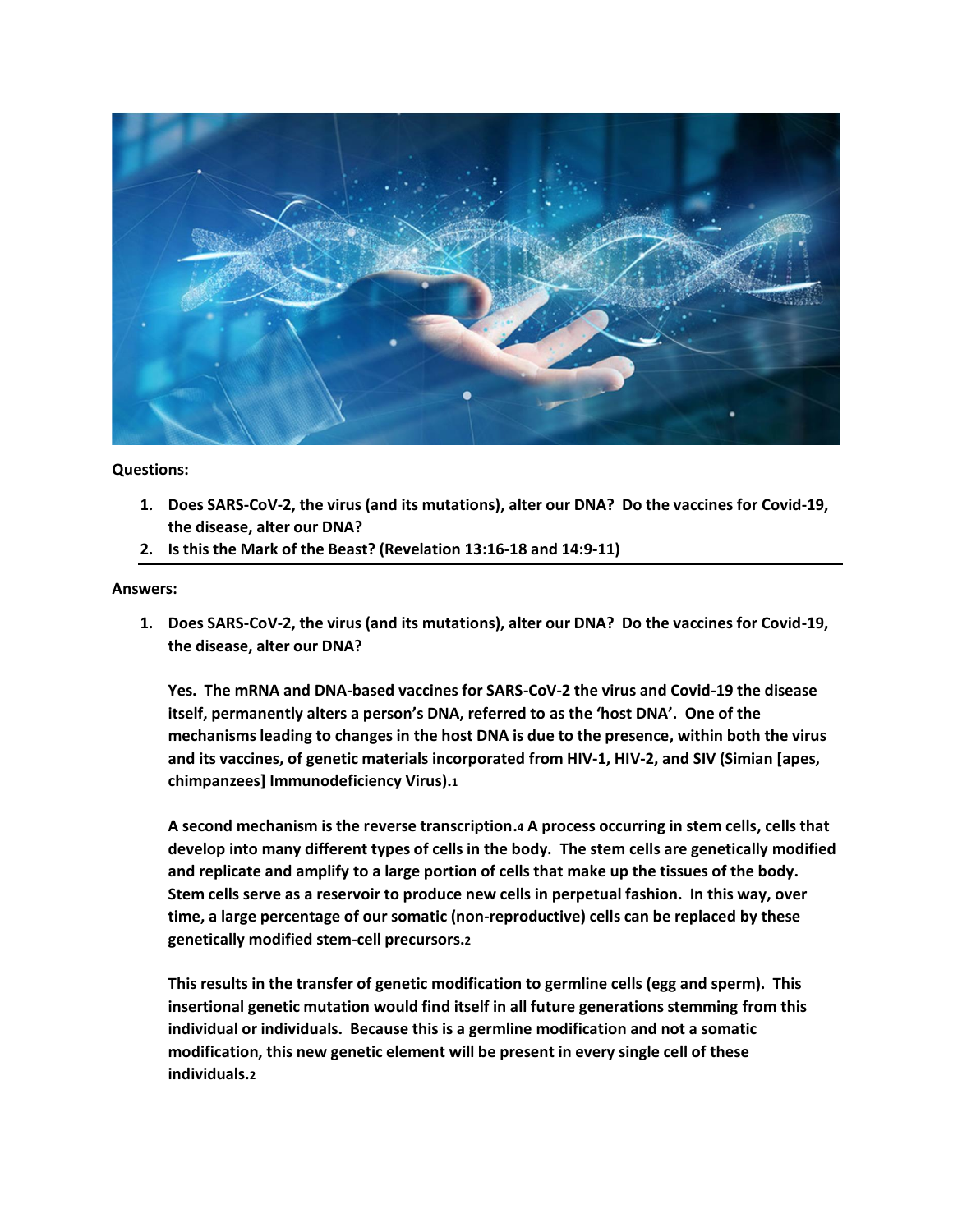**Questions:**

1. **Does SARS-CoV-2, the virus (and its mutations), alter our DNA? Do the vaccines for Covid-19, the disease, alter our DNA?**
2. **Is this the Mark of the Beast? (Revelation 13:16-18 and 14:9-11)**

---

**Answers:**

1. **Does SARS-CoV-2, the virus (and its mutations), alter our DNA? Do the vaccines for Covid-19, the disease, alter our DNA?**

   **Yes. The mRNA and DNA-based vaccines for SARS-CoV-2 the virus and Covid-19 the disease itself, permanently alters a person's DNA, referred to as the 'host DNA'. One of the mechanisms leading to changes in the host DNA is due to the presence, within both the virus and its vaccines, of genetic materials incorporated from HIV-1, HIV-2, and SIV (Simian [apes, chimpanzees] Immunodeficiency Virus).[1]**

   **A second mechanism is the reverse transcription.[4] A process occurring in stem cells, cells that develop into many different types of cells in the body. The stem cells are genetically modified and replicate and amplify to a large portion of cells that make up the tissues of the body. Stem cells serve as a reservoir to produce new cells in perpetual fashion. In this way, over time, a large percentage of our somatic (non-reproductive) cells can be replaced by these genetically modified stem-cell precursors.[2]**

   **This results in the transfer of genetic modification to germline cells (egg and sperm). This insertional genetic mutation would find itself in all future generations stemming from this individual or individuals. Because this is a germline modification and not a somatic modification, this new genetic element will be present in every single cell of these individuals.[2]**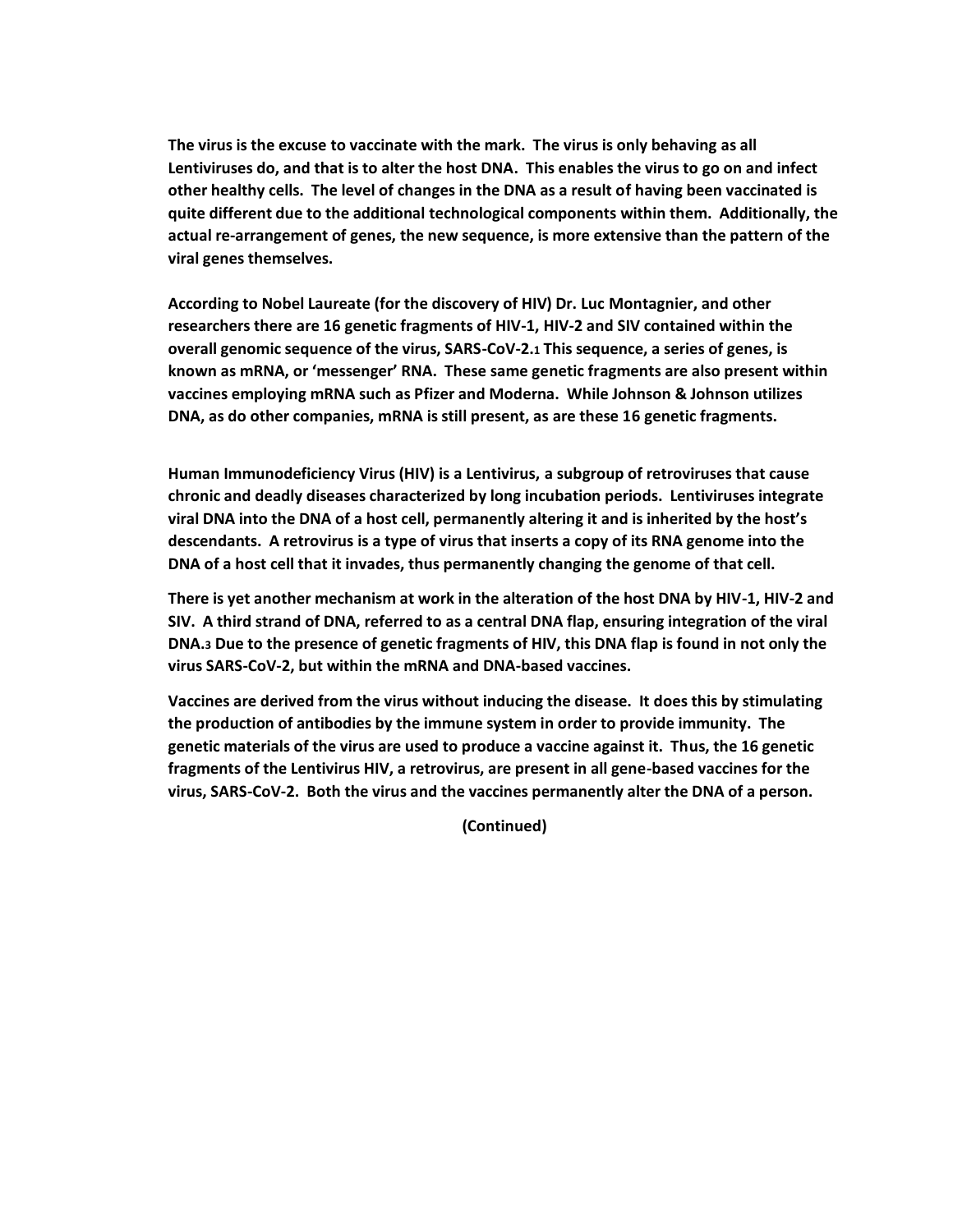**The virus is the excuse to vaccinate with the mark. The virus is only behaving as all Lentiviruses do, and that is to alter the host DNA. This enables the virus to go on and infect other healthy cells. The level of changes in the DNA as a result of having been vaccinated is quite different due to the additional technological components within them. Additionally, the actual re-arrangement of genes, the new sequence, is more extensive than the pattern of the viral genes themselves.**

**According to Nobel Laureate (for the discovery of HIV) Dr. Luc Montagnier, and other researchers there are 16 genetic fragments of HIV-1, HIV-2 and SIV contained within the overall genomic sequence of the virus, SARS-CoV-2.[1] This sequence, a series of genes, is known as mRNA, or 'messenger' RNA. These same genetic fragments are also present within vaccines employing mRNA such as Pfizer and Moderna. While Johnson & Johnson utilizes DNA, as do other companies, mRNA is still present, as are these 16 genetic fragments.**

**Human Immunodeficiency Virus (HIV) is a Lentivirus, a subgroup of retroviruses that cause chronic and deadly diseases characterized by long incubation periods. Lentiviruses integrate viral DNA into the DNA of a host cell, permanently altering it and is inherited by the host's descendants. A retrovirus is a type of virus that inserts a copy of its RNA genome into the DNA of a host cell that it invades, thus permanently changing the genome of that cell.**

**There is yet another mechanism at work in the alteration of the host DNA by HIV-1, HIV-2 and SIV. A third strand of DNA, referred to as a central DNA flap, ensuring integration of the viral DNA.[3] Due to the presence of genetic fragments of HIV, this DNA flap is found in not only the virus SARS-CoV-2, but within the mRNA and DNA-based vaccines.**

**Vaccines are derived from the virus without inducing the disease. It does this by stimulating the production of antibodies by the immune system in order to provide immunity. The genetic materials of the virus are used to produce a vaccine against it. Thus, the 16 genetic fragments of the Lentivirus HIV, a retrovirus, are present in all gene-based vaccines for the virus, SARS-CoV-2. Both the virus and the vaccines permanently alter the DNA of a person.**

**(Continued)**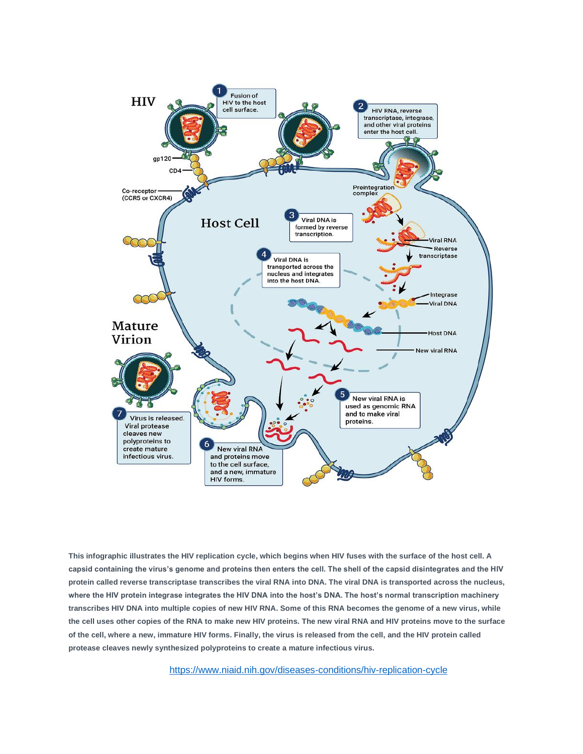**This infographic illustrates the HIV replication cycle, which begins when HIV fuses with the surface of the host cell. A capsid containing the virus's genome and proteins then enters the cell. The shell of the capsid disintegrates and the HIV protein called reverse transcriptase transcribes the viral RNA into DNA. The viral DNA is transported across the nucleus, where the HIV protein integrase integrates the HIV DNA into the host's DNA. The host's normal transcription machinery transcribes HIV DNA into multiple copies of new HIV RNA. Some of this RNA becomes the genome of a new virus, while the cell uses other copies of the RNA to make new HIV proteins. The new viral RNA and HIV proteins move to the surface of the cell, where a new, immature HIV forms. Finally, the virus is released from the cell, and the HIV protein called protease cleaves newly synthesized polyproteins to create a mature infectious virus.**

https://www.niaid.nih.gov/diseases-conditions/hiv-replication-cycle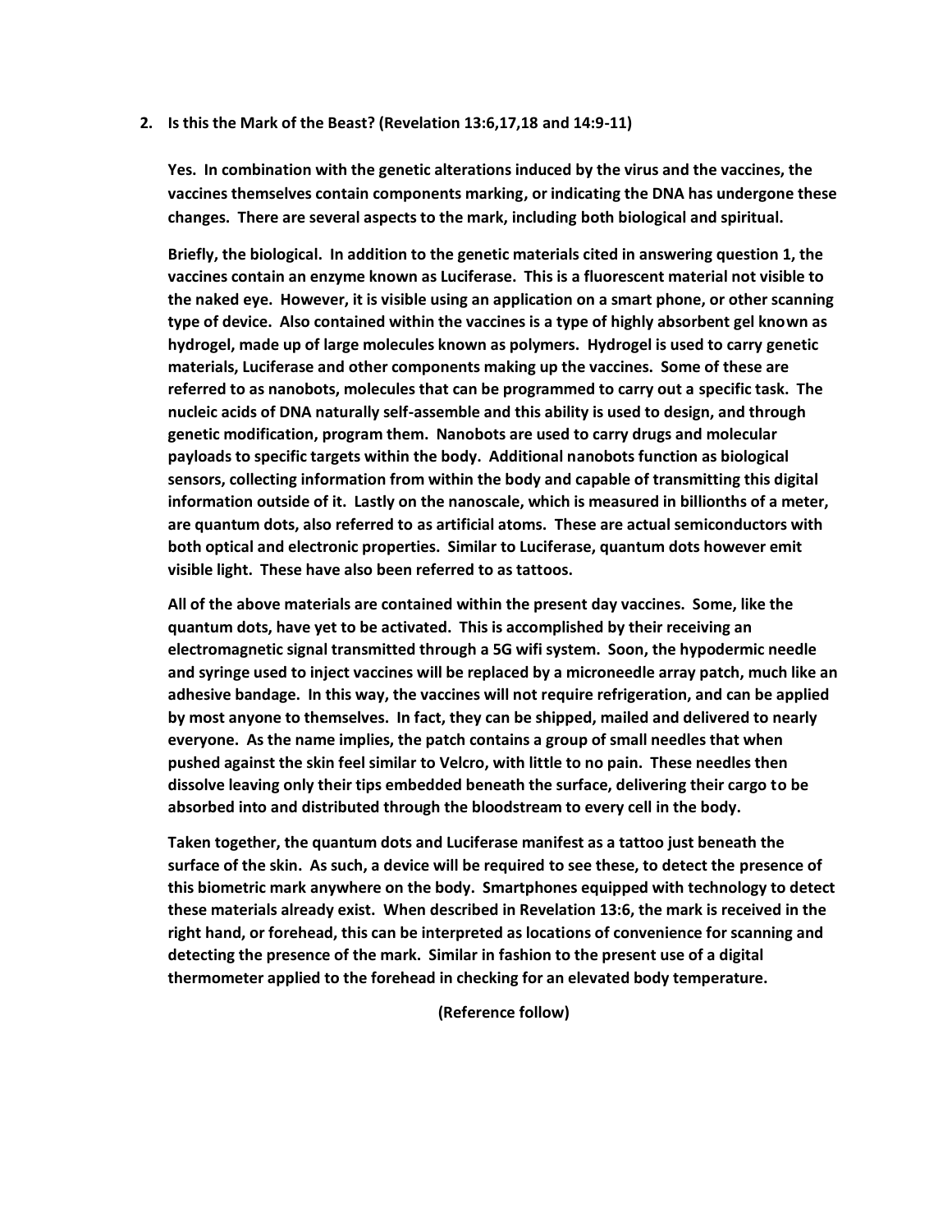**2. Is this the Mark of the Beast? (Revelation 13:6,17,18 and 14:9-11)**

**Yes. In combination with the genetic alterations induced by the virus and the vaccines, the vaccines themselves contain components marking, or indicating the DNA has undergone these changes. There are several aspects to the mark, including both biological and spiritual.**

**Briefly, the biological. In addition to the genetic materials cited in answering question 1, the vaccines contain an enzyme known as Luciferase. This is a fluorescent material not visible to the naked eye. However, it is visible using an application on a smart phone, or other scanning type of device. Also contained within the vaccines is a type of highly absorbent gel known as hydrogel, made up of large molecules known as polymers. Hydrogel is used to carry genetic materials, Luciferase and other components making up the vaccines. Some of these are referred to as nanobots, molecules that can be programmed to carry out a specific task. The nucleic acids of DNA naturally self-assemble and this ability is used to design, and through genetic modification, program them. Nanobots are used to carry drugs and molecular payloads to specific targets within the body. Additional nanobots function as biological sensors, collecting information from within the body and capable of transmitting this digital information outside of it. Lastly on the nanoscale, which is measured in billionths of a meter, are quantum dots, also referred to as artificial atoms. These are actual semiconductors with both optical and electronic properties. Similar to Luciferase, quantum dots however emit visible light. These have also been referred to as tattoos.**

**All of the above materials are contained within the present day vaccines. Some, like the quantum dots, have yet to be activated. This is accomplished by their receiving an electromagnetic signal transmitted through a 5G wifi system. Soon, the hypodermic needle and syringe used to inject vaccines will be replaced by a microneedle array patch, much like an adhesive bandage. In this way, the vaccines will not require refrigeration, and can be applied by most anyone to themselves. In fact, they can be shipped, mailed and delivered to nearly everyone. As the name implies, the patch contains a group of small needles that when pushed against the skin feel similar to Velcro, with little to no pain. These needles then dissolve leaving only their tips embedded beneath the surface, delivering their cargo to be absorbed into and distributed through the bloodstream to every cell in the body.**

**Taken together, the quantum dots and Luciferase manifest as a tattoo just beneath the surface of the skin. As such, a device will be required to see these, to detect the presence of this biometric mark anywhere on the body. Smartphones equipped with technology to detect these materials already exist. When described in Revelation 13:6, the mark is received in the right hand, or forehead, this can be interpreted as locations of convenience for scanning and detecting the presence of the mark. Similar in fashion to the present use of a digital thermometer applied to the forehead in checking for an elevated body temperature.**

**(Reference follow)**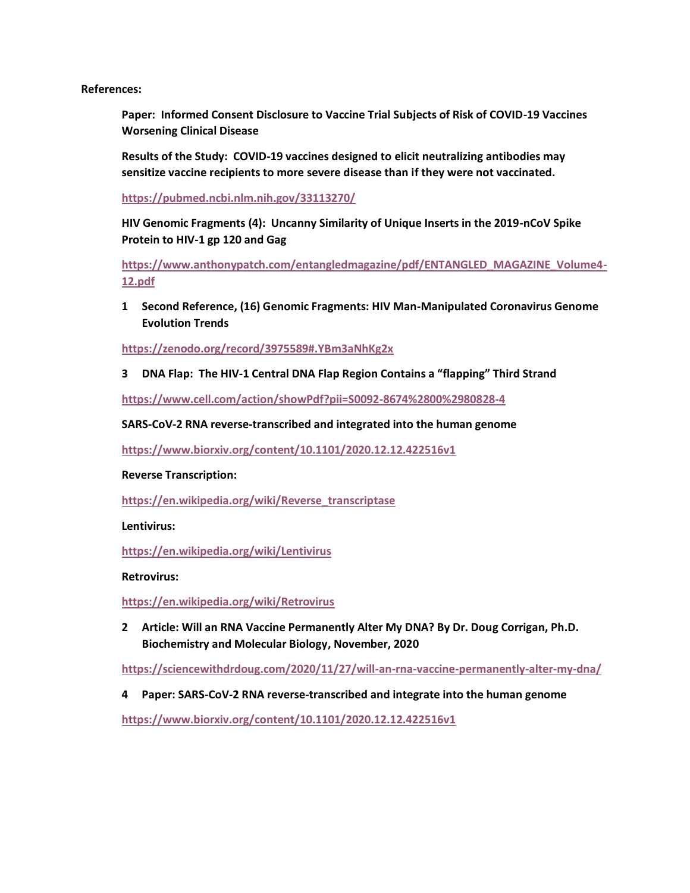**References:**

**Paper: Informed Consent Disclosure to Vaccine Trial Subjects of Risk of COVID-19 Vaccines Worsening Clinical Disease**

**Results of the Study: COVID-19 vaccines designed to elicit neutralizing antibodies may sensitize vaccine recipients to more severe disease than if they were not vaccinated.**

https://pubmed.ncbi.nlm.nih.gov/33113270/

**HIV Genomic Fragments (4): Uncanny Similarity of Unique Inserts in the 2019-nCoV Spike Protein to HIV-1 gp 120 and Gag**

https://www.anthonypatch.com/entangledmagazine/pdf/ENTANGLED_MAGAZINE_Volume4-12.pdf

**1 Second Reference, (16) Genomic Fragments: HIV Man-Manipulated Coronavirus Genome Evolution Trends**

https://zenodo.org/record/3975589#.YBm3aNhKg2x

**3 DNA Flap: The HIV-1 Central DNA Flap Region Contains a "flapping" Third Strand**

https://www.cell.com/action/showPdf?pii=S0092-8674%2800%2980828-4

**SARS-CoV-2 RNA reverse-transcribed and integrated into the human genome**

https://www.biorxiv.org/content/10.1101/2020.12.12.422516v1

**Reverse Transcription:**

https://en.wikipedia.org/wiki/Reverse_transcriptase

**Lentivirus:**

https://en.wikipedia.org/wiki/Lentivirus

**Retrovirus:**

https://en.wikipedia.org/wiki/Retrovirus

**2 Article: Will an RNA Vaccine Permanently Alter My DNA? By Dr. Doug Corrigan, Ph.D. Biochemistry and Molecular Biology, November, 2020**

https://sciencewithdrdoug.com/2020/11/27/will-an-rna-vaccine-permanently-alter-my-dna/

**4 Paper: SARS-CoV-2 RNA reverse-transcribed and integrate into the human genome**

https://www.biorxiv.org/content/10.1101/2020.12.12.422516v1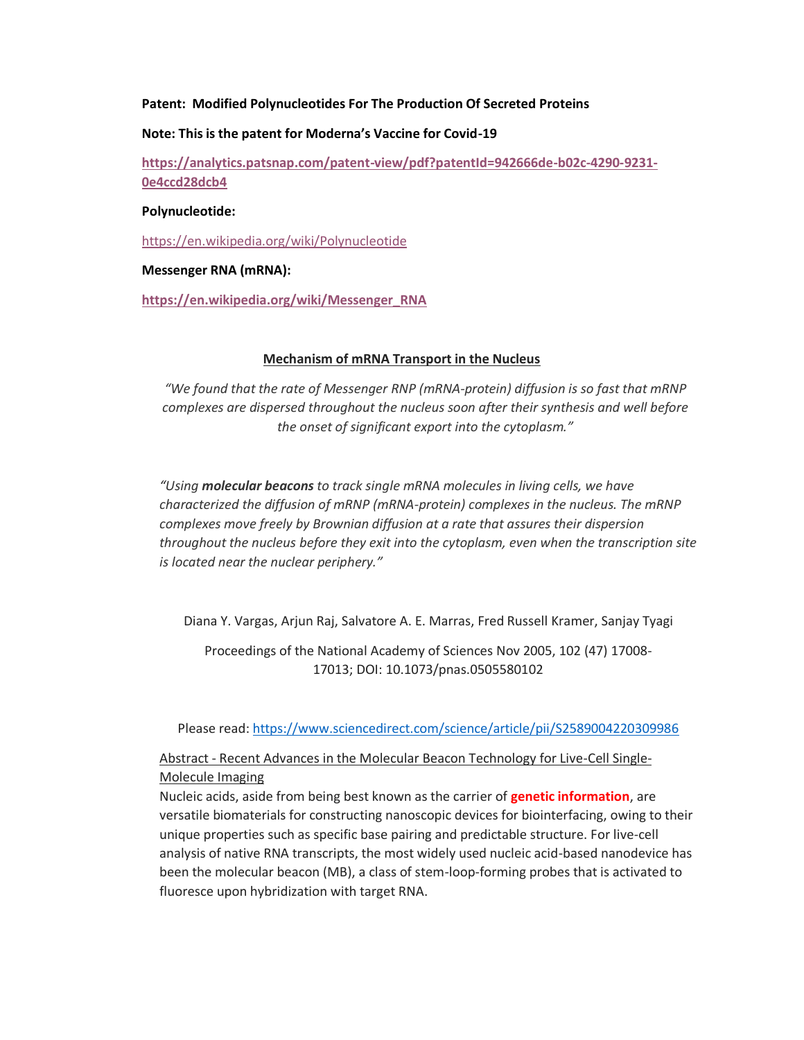**Patent: Modified Polynucleotides For The Production Of Secreted Proteins**

**Note: This is the patent for Moderna's Vaccine for Covid-19**

**https://analytics.patsnap.com/patent-view/pdf?patentId=942666de-b02c-4290-9231-0e4ccd28dcb4**

**Polynucleotide:**

https://en.wikipedia.org/wiki/Polynucleotide

**Messenger RNA (mRNA):**

**https://en.wikipedia.org/wiki/Messenger_RNA**

**Mechanism of mRNA Transport in the Nucleus**

*"We found that the rate of Messenger RNP (mRNA-protein) diffusion is so fast that mRNP complexes are dispersed throughout the nucleus soon after their synthesis and well before the onset of significant export into the cytoplasm."*

*"Using **molecular beacons** to track single mRNA molecules in living cells, we have characterized the diffusion of mRNP (mRNA-protein) complexes in the nucleus. The mRNP complexes move freely by Brownian diffusion at a rate that assures their dispersion throughout the nucleus before they exit into the cytoplasm, even when the transcription site is located near the nuclear periphery."*

Diana Y. Vargas, Arjun Raj, Salvatore A. E. Marras, Fred Russell Kramer, Sanjay Tyagi

Proceedings of the National Academy of Sciences Nov 2005, 102 (47) 17008-17013; DOI: 10.1073/pnas.0505580102

Please read: https://www.sciencedirect.com/science/article/pii/S2589004220309986

Abstract - Recent Advances in the Molecular Beacon Technology for Live-Cell Single-Molecule Imaging

Nucleic acids, aside from being best known as the carrier of **genetic information**, are versatile biomaterials for constructing nanoscopic devices for biointerfacing, owing to their unique properties such as specific base pairing and predictable structure. For live-cell analysis of native RNA transcripts, the most widely used nucleic acid-based nanodevice has been the molecular beacon (MB), a class of stem-loop-forming probes that is activated to fluoresce upon hybridization with target RNA.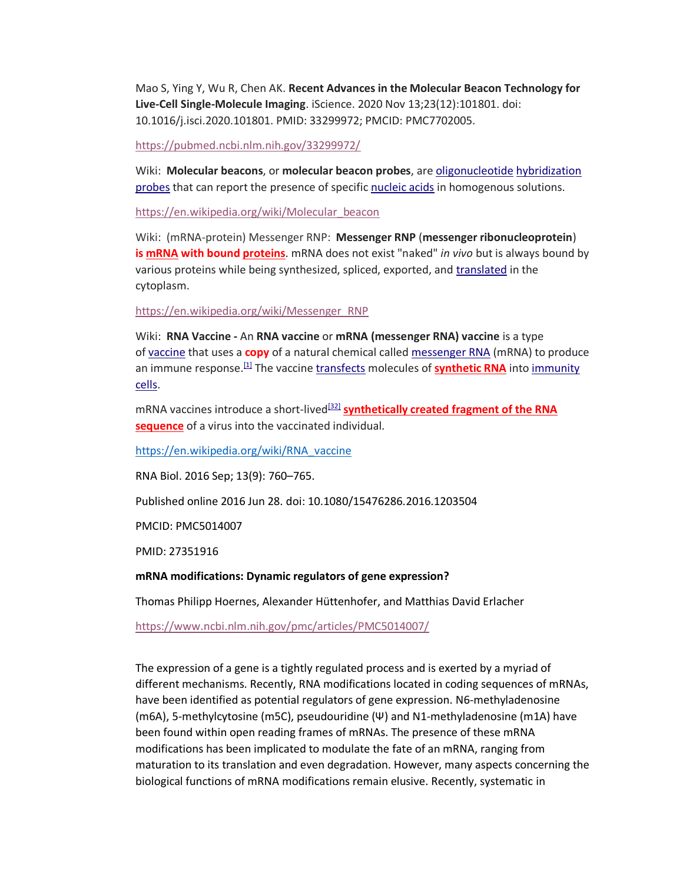Mao S, Ying Y, Wu R, Chen AK. **Recent Advances in the Molecular Beacon Technology for Live-Cell Single-Molecule Imaging**. iScience. 2020 Nov 13;23(12):101801. doi: 10.1016/j.isci.2020.101801. PMID: 33299972; PMCID: PMC7702005.

https://pubmed.ncbi.nlm.nih.gov/33299972/

Wiki: **Molecular beacons**, or **molecular beacon probes**, are oligonucleotide hybridization probes that can report the presence of specific nucleic acids in homogenous solutions.

https://en.wikipedia.org/wiki/Molecular_beacon

Wiki: (mRNA-protein) Messenger RNP: **Messenger RNP** (**messenger ribonucleoprotein**) **is mRNA with bound proteins**. mRNA does not exist "naked" *in vivo* but is always bound by various proteins while being synthesized, spliced, exported, and translated in the cytoplasm.

https://en.wikipedia.org/wiki/Messenger_RNP

Wiki: **RNA Vaccine -** An **RNA vaccine** or **mRNA (messenger RNA) vaccine** is a type of vaccine that uses a **copy** of a natural chemical called messenger RNA (mRNA) to produce an immune response.[1] The vaccine transfects molecules of **synthetic RNA** into immunity cells.

mRNA vaccines introduce a short-lived[32] **synthetically created fragment of the RNA sequence** of a virus into the vaccinated individual.

https://en.wikipedia.org/wiki/RNA_vaccine

RNA Biol. 2016 Sep; 13(9): 760–765.

Published online 2016 Jun 28. doi: 10.1080/15476286.2016.1203504

PMCID: PMC5014007

PMID: 27351916

**mRNA modifications: Dynamic regulators of gene expression?**

Thomas Philipp Hoernes, Alexander Hüttenhofer, and Matthias David Erlacher

https://www.ncbi.nlm.nih.gov/pmc/articles/PMC5014007/

The expression of a gene is a tightly regulated process and is exerted by a myriad of different mechanisms. Recently, RNA modifications located in coding sequences of mRNAs, have been identified as potential regulators of gene expression. N6-methyladenosine (m6A), 5-methylcytosine (m5C), pseudouridine (Ψ) and N1-methyladenosine (m1A) have been found within open reading frames of mRNAs. The presence of these mRNA modifications has been implicated to modulate the fate of an mRNA, ranging from maturation to its translation and even degradation. However, many aspects concerning the biological functions of mRNA modifications remain elusive. Recently, systematic in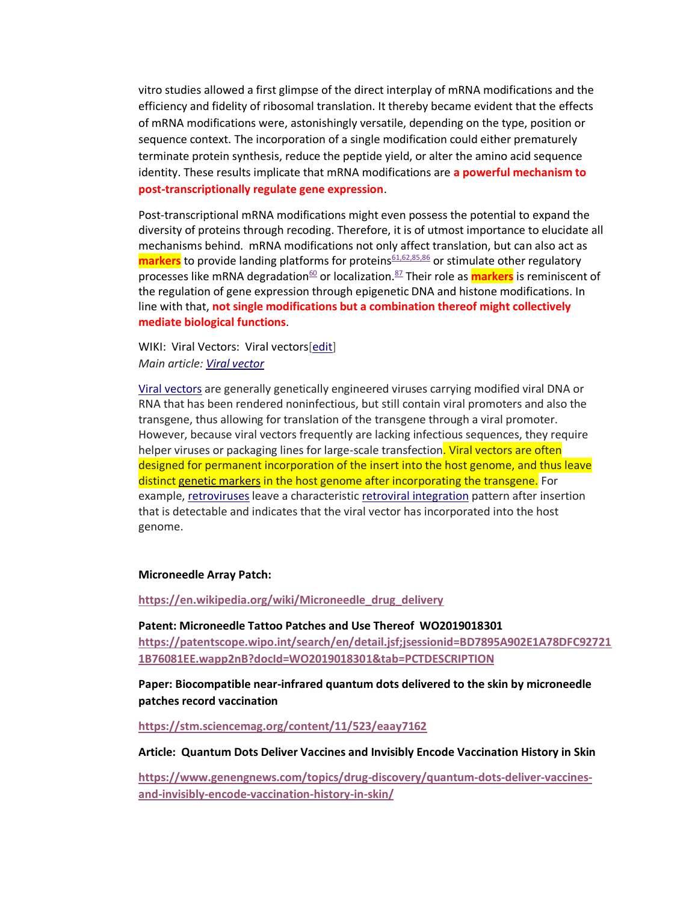vitro studies allowed a first glimpse of the direct interplay of mRNA modifications and the efficiency and fidelity of ribosomal translation. It thereby became evident that the effects of mRNA modifications were, astonishingly versatile, depending on the type, position or sequence context. The incorporation of a single modification could either prematurely terminate protein synthesis, reduce the peptide yield, or alter the amino acid sequence identity. These results implicate that mRNA modifications are **a powerful mechanism to post-transcriptionally regulate gene expression**.

Post-transcriptional mRNA modifications might even possess the potential to expand the diversity of proteins through recoding. Therefore, it is of utmost importance to elucidate all mechanisms behind. mRNA modifications not only affect translation, but can also act as **markers** to provide landing platforms for proteins[61,62,85,86] or stimulate other regulatory processes like mRNA degradation[60] or localization.[87] Their role as **markers** is reminiscent of the regulation of gene expression through epigenetic DNA and histone modifications. In line with that, **not single modifications but a combination thereof might collectively mediate biological functions**.

WIKI: Viral Vectors: Viral vectors[edit]
*Main article: Viral vector*

Viral vectors are generally genetically engineered viruses carrying modified viral DNA or RNA that has been rendered noninfectious, but still contain viral promoters and also the transgene, thus allowing for translation of the transgene through a viral promoter. However, because viral vectors frequently are lacking infectious sequences, they require helper viruses or packaging lines for large-scale transfection. Viral vectors are often designed for permanent incorporation of the insert into the host genome, and thus leave distinct genetic markers in the host genome after incorporating the transgene. For example, retroviruses leave a characteristic retroviral integration pattern after insertion that is detectable and indicates that the viral vector has incorporated into the host genome.

**Microneedle Array Patch:**

**https://en.wikipedia.org/wiki/Microneedle_drug_delivery**

**Patent: Microneedle Tattoo Patches and Use Thereof WO2019018301**
**https://patentscope.wipo.int/search/en/detail.jsf;jsessionid=BD7895A902E1A78DFC927211B76081EE.wapp2nB?docId=WO2019018301&tab=PCTDESCRIPTION**

**Paper: Biocompatible near-infrared quantum dots delivered to the skin by microneedle patches record vaccination**

**https://stm.sciencemag.org/content/11/523/eaay7162**

**Article: Quantum Dots Deliver Vaccines and Invisibly Encode Vaccination History in Skin**

**https://www.genengnews.com/topics/drug-discovery/quantum-dots-deliver-vaccines-and-invisibly-encode-vaccination-history-in-skin/**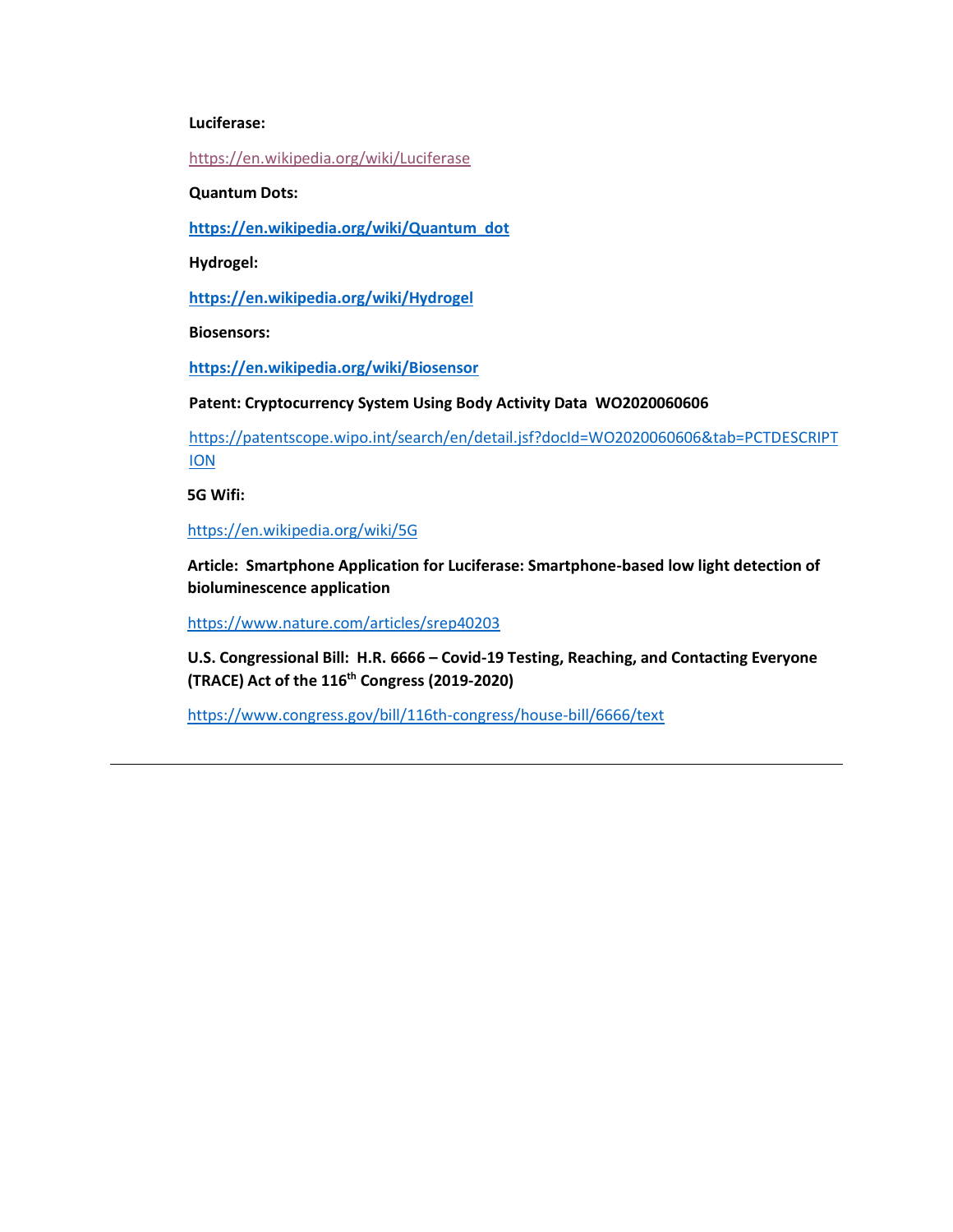**Luciferase:**

https://en.wikipedia.org/wiki/Luciferase

**Quantum Dots:**

**https://en.wikipedia.org/wiki/Quantum_dot**

**Hydrogel:**

**https://en.wikipedia.org/wiki/Hydrogel**

**Biosensors:**

**https://en.wikipedia.org/wiki/Biosensor**

**Patent: Cryptocurrency System Using Body Activity Data WO2020060606**

https://patentscope.wipo.int/search/en/detail.jsf?docId=WO2020060606&tab=PCTDESCRIPTION

**5G Wifi:**

https://en.wikipedia.org/wiki/5G

**Article: Smartphone Application for Luciferase: Smartphone-based low light detection of bioluminescence application**

https://www.nature.com/articles/srep40203

**U.S. Congressional Bill: H.R. 6666 – Covid-19 Testing, Reaching, and Contacting Everyone (TRACE) Act of the 116th Congress (2019-2020)**

https://www.congress.gov/bill/116th-congress/house-bill/6666/text

---